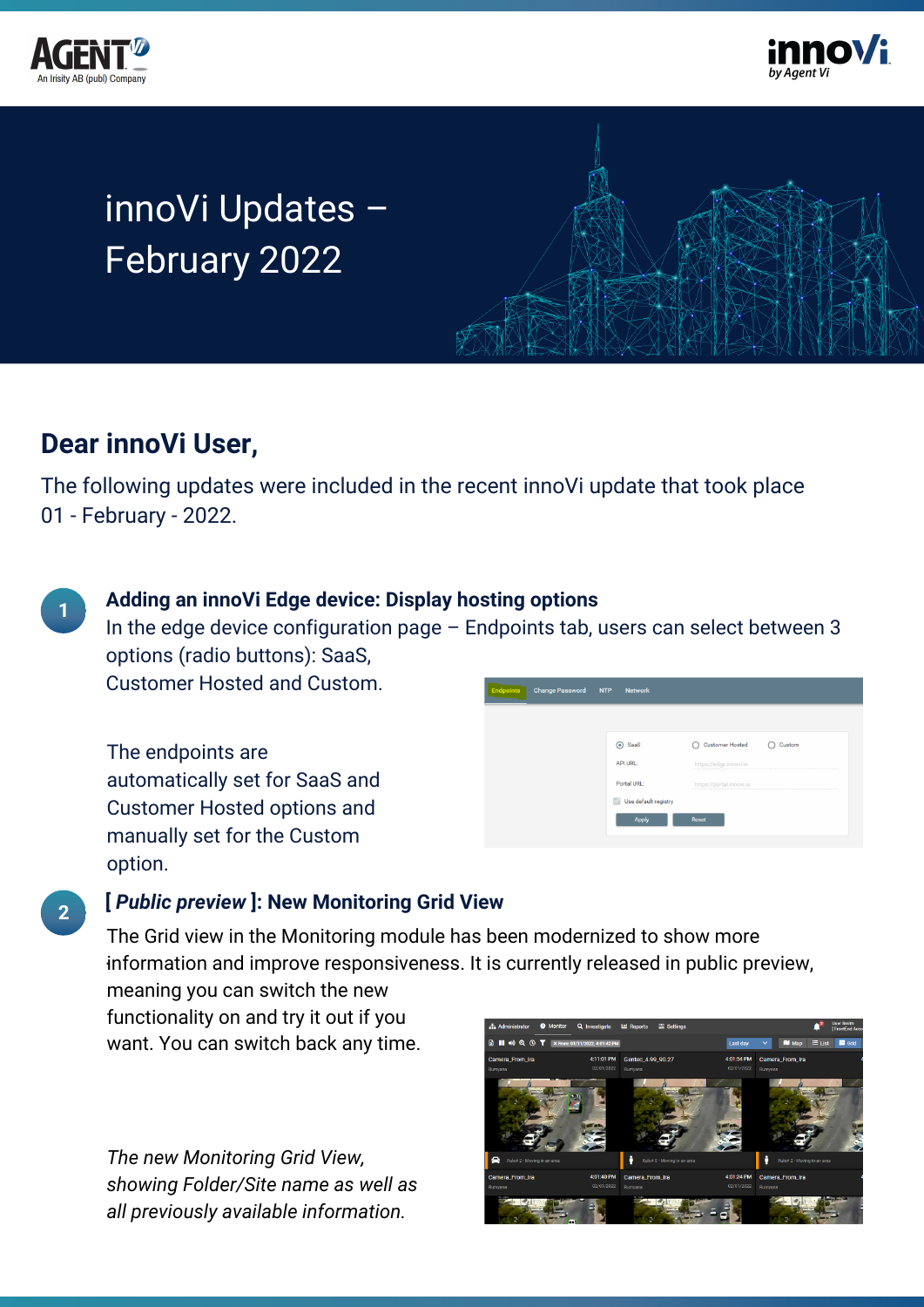# innoVi Updates – February 2022

## Dear innoVi User,

The following updates were included in the recent innoVi update that took place 01 - February - 2022.

### 1 Adding an innoVi Edge device: Display hosting options

In the edge device configuration page – Endpoints tab, users can select between 3 options (radio buttons): SaaS, Customer Hosted and Custom.

The endpoints are automatically set for SaaS and Customer Hosted options and manually set for the Custom option.

### 2 [ *Public preview* ]: New Monitoring Grid View

The Grid view in the Monitoring module has been modernized to show more information and improve responsiveness. It is currently released in public preview, meaning you can switch the new functionality on and try it out if you want. You can switch back any time.

*The new Monitoring Grid View, showing Folder/Site name as well as all previously available information.*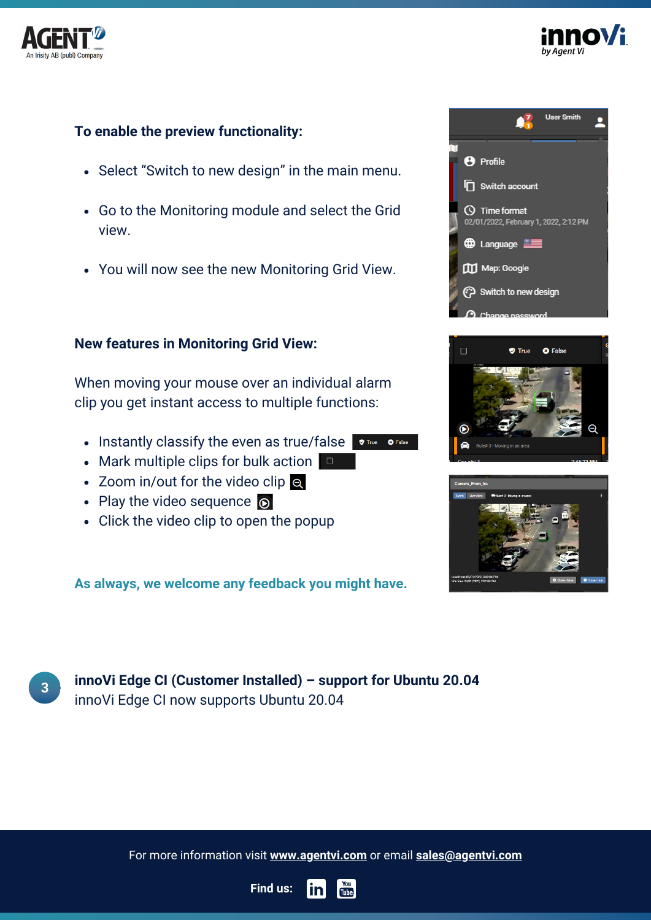**To enable the preview functionality:**

- Select “Switch to new design” in the main menu.
- Go to the Monitoring module and select the Grid view.
- You will now see the new Monitoring Grid View.

**New features in Monitoring Grid View:**

When moving your mouse over an individual alarm clip you get instant access to multiple functions:

- Instantly classify the even as true/false
- Mark multiple clips for bulk action
- Zoom in/out for the video clip
- Play the video sequence
- Click the video clip to open the popup

**As always, we welcome any feedback you might have.**

**3** **innoVi Edge CI (Customer Installed) – support for Ubuntu 20.04**

innoVi Edge CI now supports Ubuntu 20.04

For more information visit **www.agentvi.com** or email **sales@agentvi.com**

**Find us:**